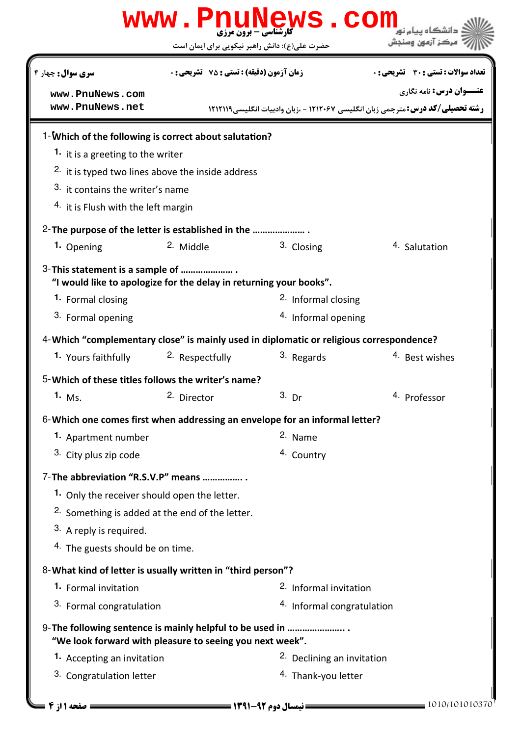www.PnuNews.com

کارشناسی – برون مرزی

حضرت علی(ع): دانش راهبر نیکویی برای ایمان است

دانشگاه پیام نور
مرکز آزمون وسنجش

**سری سوال:** چهار ۴

**زمان آزمون (دقیقه) : تستی : ۷۵ تشریحی : ۰**

**تعداد سوالات : تستی : ۳۰ تشریحی : ۰**

www.PnuNews.com
www.PnuNews.net

**عنـــوان درس:** نامه نگاری

**رشته تحصیلی/کد درس:** مترجمی زبان انگلیسی ۱۲۱۲۰۶۷ - ،زبان وادبیات انگلیسی۱۲۱۲۱۱۹

1-**Which of the following is correct about salutation?**

1. it is a greeting to the writer
2. it is typed two lines above the inside address
3. it contains the writer's name
4. it is Flush with the left margin

2-**The purpose of the letter is established in the ………………… .**

1. Opening
2. Middle
3. Closing
4. Salutation

3-**This statement is a sample of ………………… .**
**"I would like to apologize for the delay in returning your books".**

1. Formal closing
2. Informal closing
3. Formal opening
4. Informal opening

4-**Which "complementary close" is mainly used in diplomatic or religious correspondence?**

1. Yours faithfully
2. Respectfully
3. Regards
4. Best wishes

5-**Which of these titles follows the writer's name?**

1. Ms.
2. Director
3. Dr
4. Professor

6-**Which one comes first when addressing an envelope for an informal letter?**

1. Apartment number
2. Name
3. City plus zip code
4. Country

7-**The abbreviation "R.S.V.P" means ……………. .**

1. Only the receiver should open the letter.
2. Something is added at the end of the letter.
3. A reply is required.
4. The guests should be on time.

8-**What kind of letter is usually written in "third person"?**

1. Formal invitation
2. Informal invitation
3. Formal congratulation
4. Informal congratulation

9-**The following sentence is mainly helpful to be used in ………………….. .**
**"We look forward with pleasure to seeing you next week".**

1. Accepting an invitation
2. Declining an invitation
3. Congratulation letter
4. Thank-you letter

نیمسال دوم ۹۲-۱۳۹۱

1010/101010370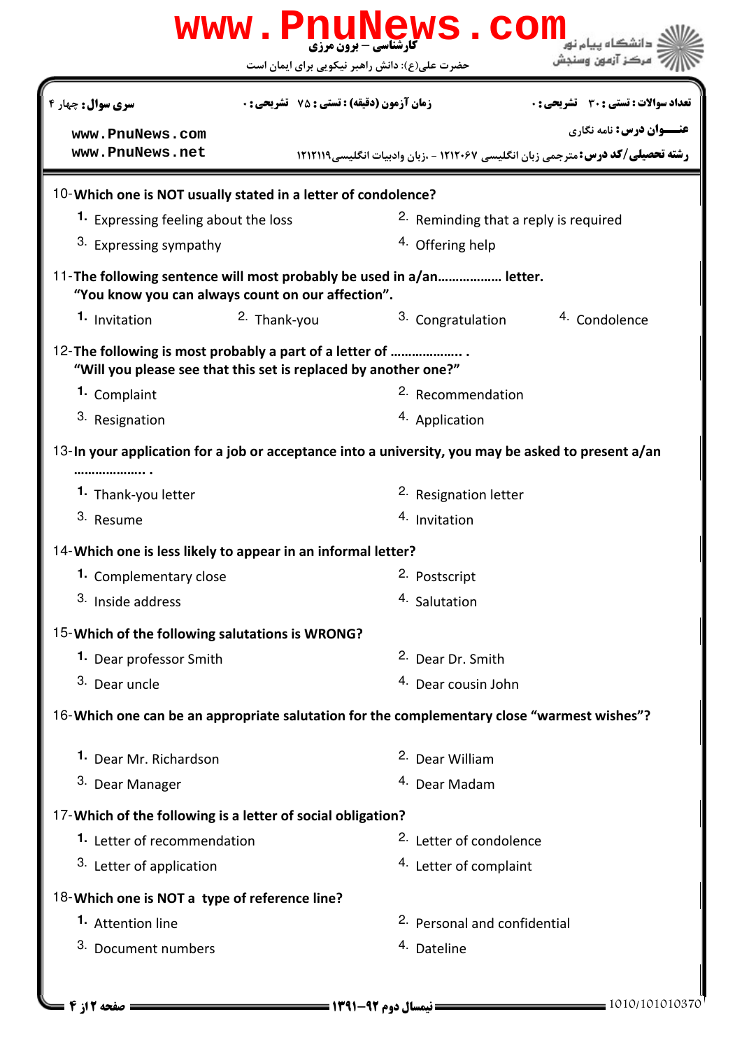10-**Which one is NOT usually stated in a letter of condolence?**

1. Expressing feeling about the loss
2. Reminding that a reply is required
3. Expressing sympathy
4. Offering help

11-**The following sentence will most probably be used in a/an……………… letter.**
**"You know you can always count on our affection".**

1. Invitation
2. Thank-you
3. Congratulation
4. Condolence

12-**The following is most probably a part of a letter of ……………….. .**
**"Will you please see that this set is replaced by another one?"**

1. Complaint
2. Recommendation
3. Resignation
4. Application

13-**In your application for a job or acceptance into a university, you may be asked to present a/an ……………….. .**

1. Thank-you letter
2. Resignation letter
3. Resume
4. Invitation

14-**Which one is less likely to appear in an informal letter?**

1. Complementary close
2. Postscript
3. Inside address
4. Salutation

15-**Which of the following salutations is WRONG?**

1. Dear professor Smith
2. Dear Dr. Smith
3. Dear uncle
4. Dear cousin John

16-**Which one can be an appropriate salutation for the complementary close "warmest wishes"?**

1. Dear Mr. Richardson
2. Dear William
3. Dear Manager
4. Dear Madam

17-**Which of the following is a letter of social obligation?**

1. Letter of recommendation
2. Letter of condolence
3. Letter of application
4. Letter of complaint

18-**Which one is NOT a type of reference line?**

1. Attention line
2. Personal and confidential
3. Document numbers
4. Dateline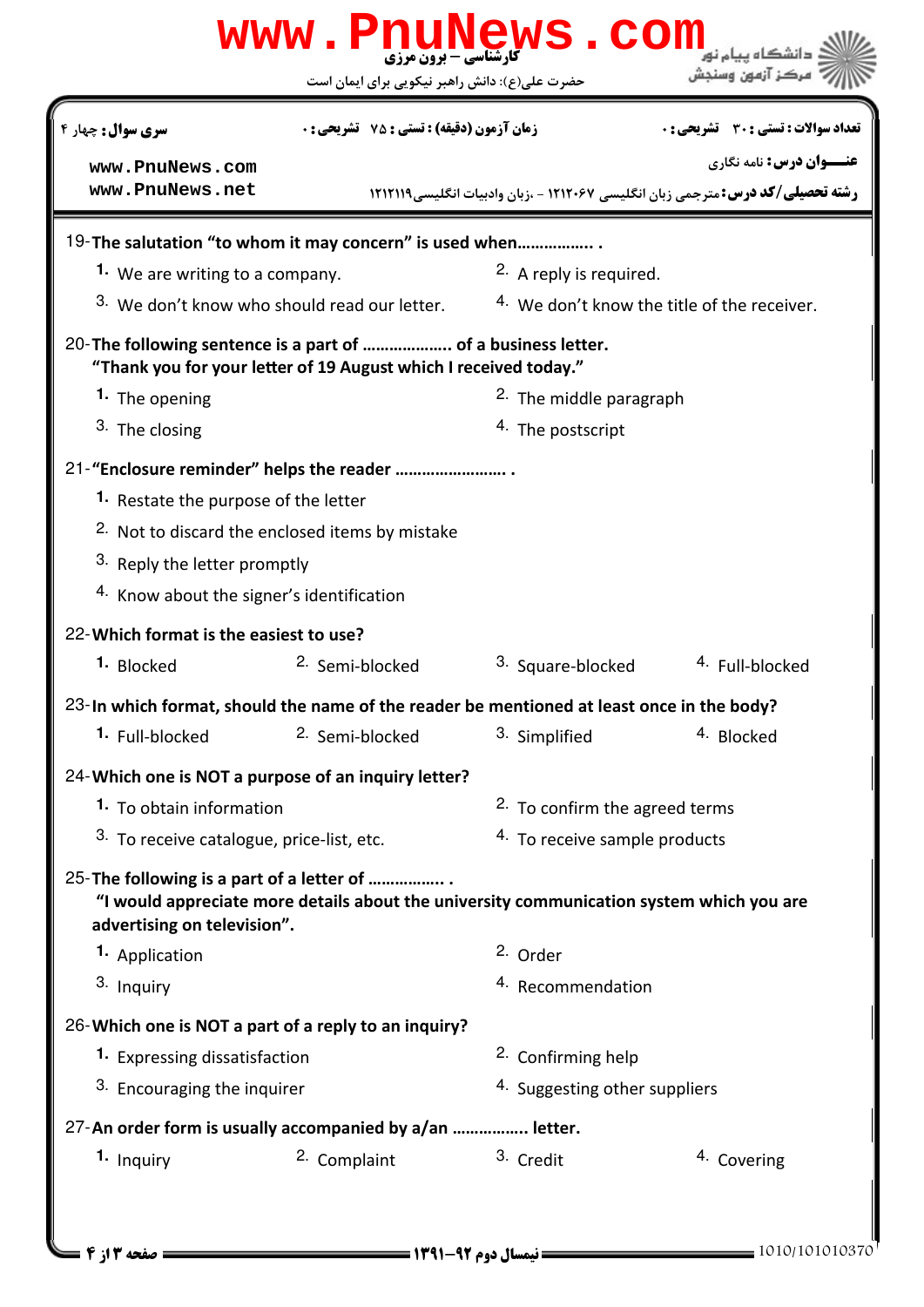19-**The salutation "to whom it may concern" is used when................ .**

1. We are writing to a company.
2. A reply is required.
3. We don't know who should read our letter.
4. We don't know the title of the receiver.

20-**The following sentence is a part of .................... of a business letter.**
**"Thank you for your letter of 19 August which I received today."**

1. The opening
2. The middle paragraph
3. The closing
4. The postscript

21-**"Enclosure reminder" helps the reader ........................ .**

1. Restate the purpose of the letter
2. Not to discard the enclosed items by mistake
3. Reply the letter promptly
4. Know about the signer's identification

22-**Which format is the easiest to use?**

1. Blocked
2. Semi-blocked
3. Square-blocked
4. Full-blocked

23-**In which format, should the name of the reader be mentioned at least once in the body?**

1. Full-blocked
2. Semi-blocked
3. Simplified
4. Blocked

24-**Which one is NOT a purpose of an inquiry letter?**

1. To obtain information
2. To confirm the agreed terms
3. To receive catalogue, price-list, etc.
4. To receive sample products

25-**The following is a part of a letter of ................ .**
**"I would appreciate more details about the university communication system which you are advertising on television".**

1. Application
2. Order
3. Inquiry
4. Recommendation

26-**Which one is NOT a part of a reply to an inquiry?**

1. Expressing dissatisfaction
2. Confirming help
3. Encouraging the inquirer
4. Suggesting other suppliers

27-**An order form is usually accompanied by a/an ................ letter.**

1. Inquiry
2. Complaint
3. Credit
4. Covering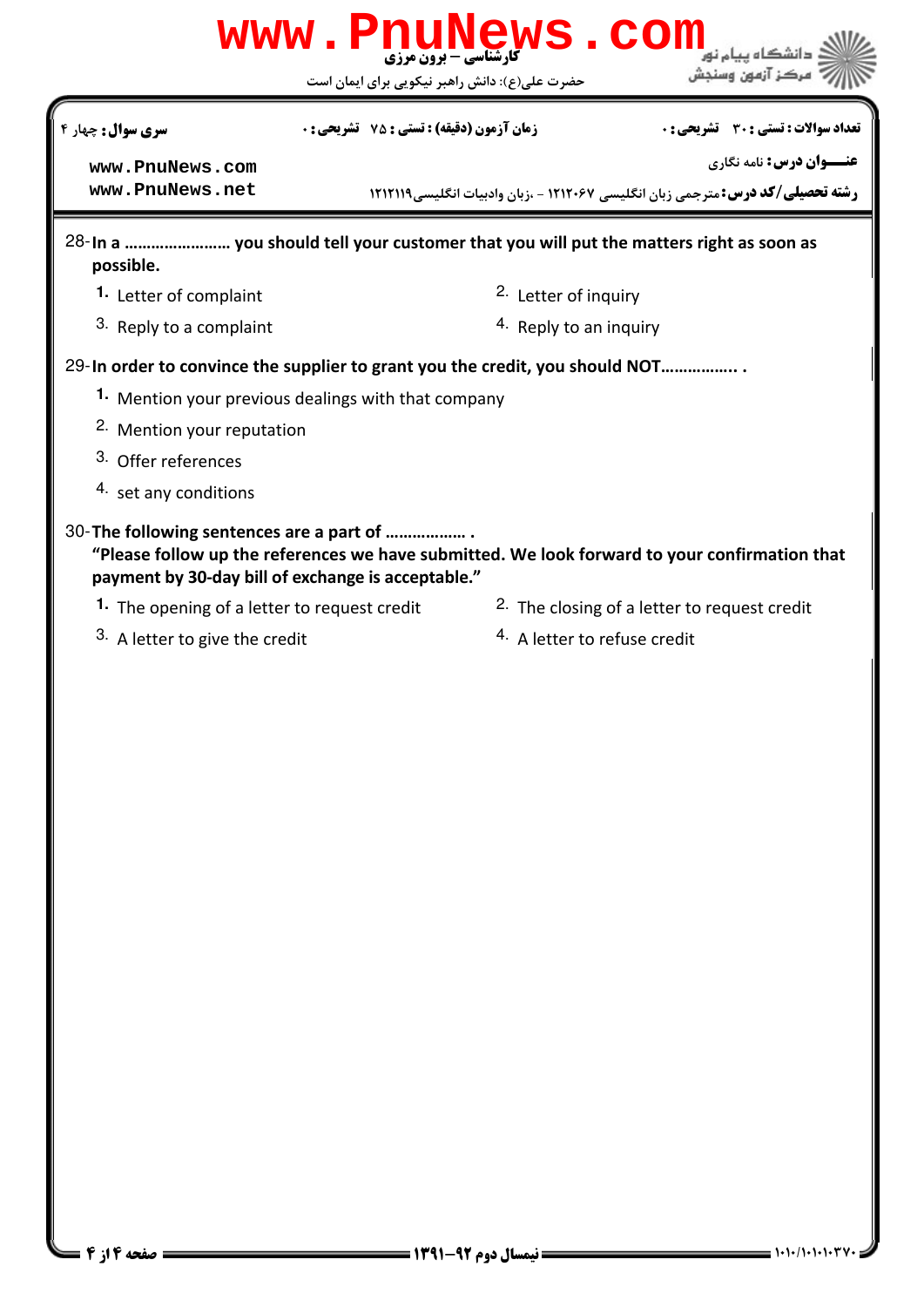28-**In a …………………… you should tell your customer that you will put the matters right as soon as possible.**

1. Letter of complaint
2. Letter of inquiry
3. Reply to a complaint
4. Reply to an inquiry

29-**In order to convince the supplier to grant you the credit, you should NOT…………….. .**

1. Mention your previous dealings with that company
2. Mention your reputation
3. Offer references
4. set any conditions

30-**The following sentences are a part of ……………… .**
**"Please follow up the references we have submitted. We look forward to your confirmation that payment by 30-day bill of exchange is acceptable."**

1. The opening of a letter to request credit
2. The closing of a letter to request credit
3. A letter to give the credit
4. A letter to refuse credit